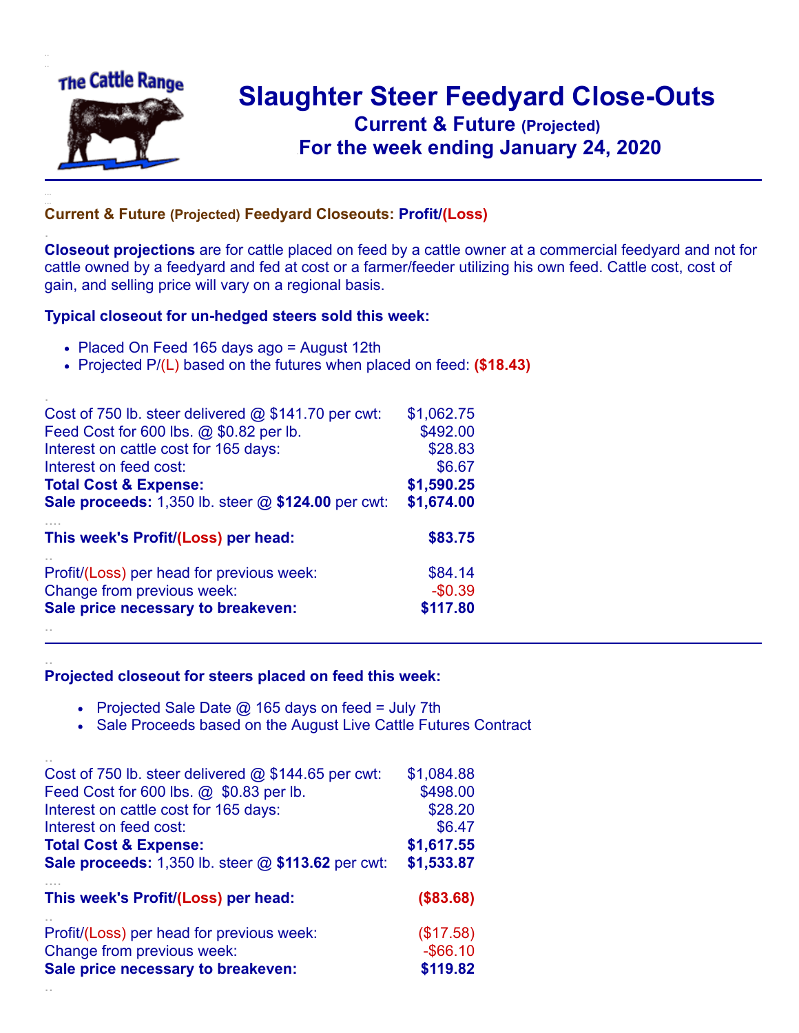# Slaughter Steer Feedyard Close-Outs

## Current & Future (Projected)

## For the week ending January 24, 2020

### Current & Future (Projected) Feedyard Closeouts: Profit/(Loss)

**Closeout projections** are for cattle placed on feed by a cattle owner at a commercial feedyard and not for cattle owned by a feedyard and fed at cost or a farmer/feeder utilizing his own feed. Cattle cost, cost of gain, and selling price will vary on a regional basis.

**Typical closeout for un-hedged steers sold this week:**

- Placed On Feed 165 days ago = August 12th
- Projected P/(L) based on the futures when placed on feed: **($18.43)**

| | |
|---|---|
| Cost of 750 lb. steer delivered @ $141.70 per cwt: | $1,062.75 |
| Feed Cost for 600 lbs. @ $0.82 per lb. | $492.00 |
| Interest on cattle cost for 165 days: | $28.83 |
| Interest on feed cost: | $6.67 |
| **Total Cost & Expense:** | **$1,590.25** |
| **Sale proceeds:** 1,350 lb. steer @ **$124.00** per cwt: | **$1,674.00** |
| **This week's Profit/(Loss) per head:** | **$83.75** |
| Profit/(Loss) per head for previous week: | $84.14 |
| Change from previous week: | -$0.39 |
| **Sale price necessary to breakeven:** | **$117.80** |

**Projected closeout for steers placed on feed this week:**

- Projected Sale Date @ 165 days on feed = July 7th
- Sale Proceeds based on the August Live Cattle Futures Contract

| | |
|---|---|
| Cost of 750 lb. steer delivered @ $144.65 per cwt: | $1,084.88 |
| Feed Cost for 600 lbs. @ $0.83 per lb. | $498.00 |
| Interest on cattle cost for 165 days: | $28.20 |
| Interest on feed cost: | $6.47 |
| **Total Cost & Expense:** | **$1,617.55** |
| **Sale proceeds:** 1,350 lb. steer @ **$113.62** per cwt: | **$1,533.87** |
| **This week's Profit/(Loss) per head:** | **($83.68)** |
| Profit/(Loss) per head for previous week: | ($17.58) |
| Change from previous week: | -$66.10 |
| **Sale price necessary to breakeven:** | **$119.82** |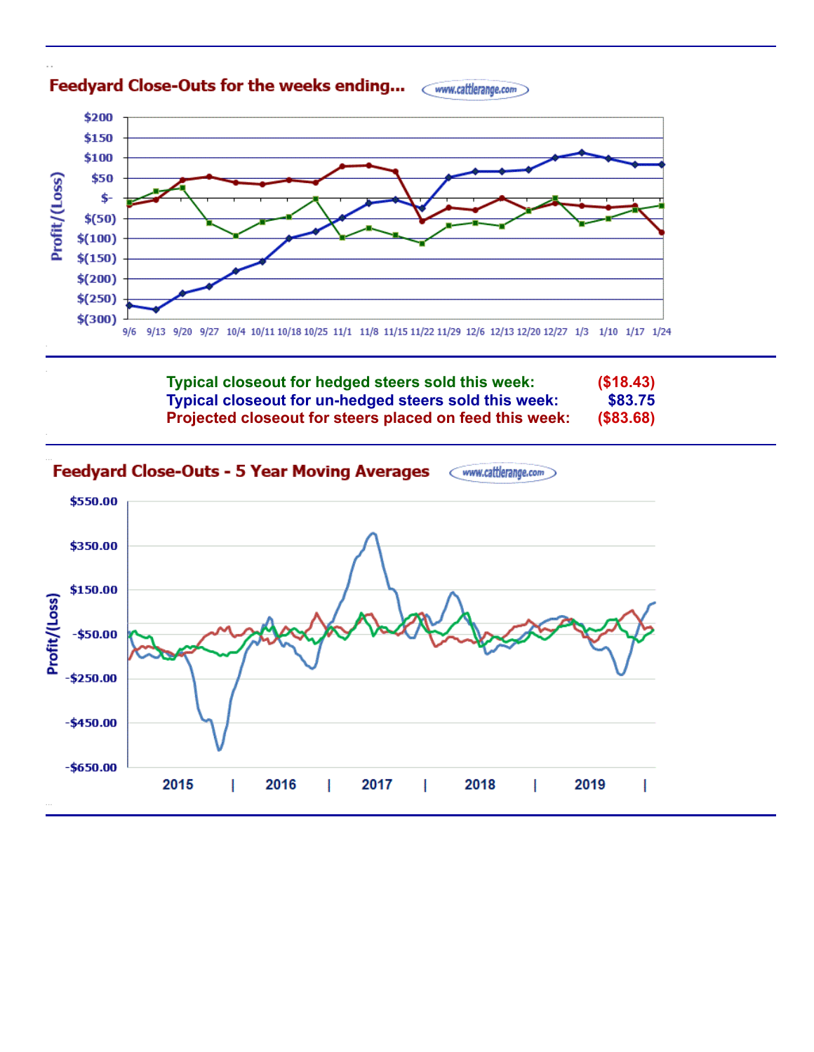## Feedyard Close-Outs for the weeks ending...

www.cattlerange.com

Profit/(Loss)

$200
$150
$100
$50
$-
$(50)
$(100)
$(150)
$(200)
$(250)
$(300)

9/6 9/13 9/20 9/27 10/4 10/11 10/18 10/25 11/1 11/8 11/15 11/22 11/29 12/6 12/13 12/20 12/27 1/3 1/10 1/17 1/24

| | |
|---|---|
| **Typical closeout for hedged steers sold this week:** | **($18.43)** |
| **Typical closeout for un-hedged steers sold this week:** | **$83.75** |
| **Projected closeout for steers placed on feed this week:** | **($83.68)** |

## Feedyard Close-Outs - 5 Year Moving Averages

www.cattlerange.com

Profit/(Loss)

$550.00
$350.00
$150.00
-$50.00
-$250.00
-$450.00
-$650.00

2015 | 2016 | 2017 | 2018 | 2019 |